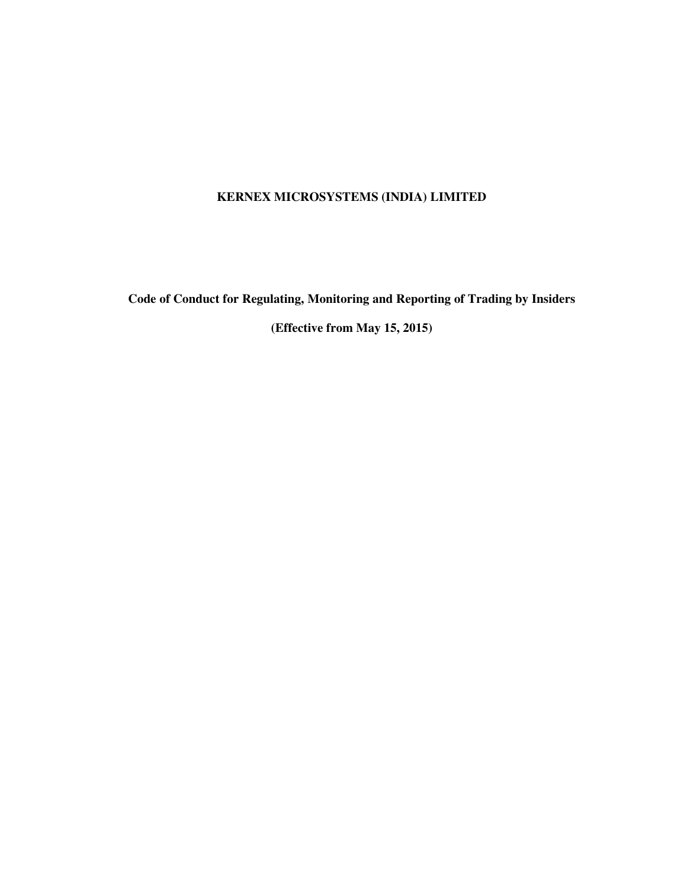# KERNEX MICROSYSTEMS (INDIA) LIMITED

## Code of Conduct for Regulating, Monitoring and Reporting of Trading by Insiders

**(Effective from May 15, 2015)**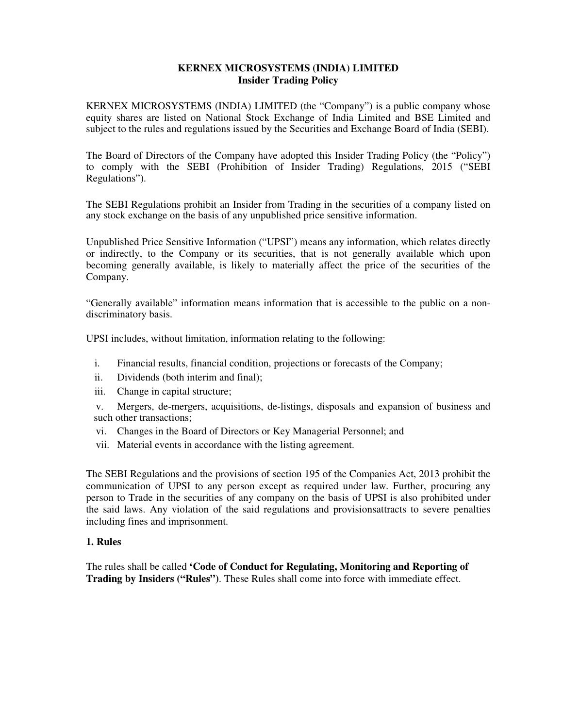**KERNEX MICROSYSTEMS (INDIA) LIMITED**
**Insider Trading Policy**

KERNEX MICROSYSTEMS (INDIA) LIMITED (the "Company") is a public company whose equity shares are listed on National Stock Exchange of India Limited and BSE Limited and subject to the rules and regulations issued by the Securities and Exchange Board of India (SEBI).

The Board of Directors of the Company have adopted this Insider Trading Policy (the "Policy") to comply with the SEBI (Prohibition of Insider Trading) Regulations, 2015 ("SEBI Regulations").

The SEBI Regulations prohibit an Insider from Trading in the securities of a company listed on any stock exchange on the basis of any unpublished price sensitive information.

Unpublished Price Sensitive Information ("UPSI") means any information, which relates directly or indirectly, to the Company or its securities, that is not generally available which upon becoming generally available, is likely to materially affect the price of the securities of the Company.

"Generally available" information means information that is accessible to the public on a non-discriminatory basis.

UPSI includes, without limitation, information relating to the following:

i. Financial results, financial condition, projections or forecasts of the Company;
ii. Dividends (both interim and final);
iii. Change in capital structure;
v. Mergers, de-mergers, acquisitions, de-listings, disposals and expansion of business and such other transactions;
vi. Changes in the Board of Directors or Key Managerial Personnel; and
vii. Material events in accordance with the listing agreement.

The SEBI Regulations and the provisions of section 195 of the Companies Act, 2013 prohibit the communication of UPSI to any person except as required under law. Further, procuring any person to Trade in the securities of any company on the basis of UPSI is also prohibited under the said laws. Any violation of the said regulations and provisionsattracts to severe penalties including fines and imprisonment.

**1. Rules**

The rules shall be called **'Code of Conduct for Regulating, Monitoring and Reporting of Trading by Insiders ("Rules")**. These Rules shall come into force with immediate effect.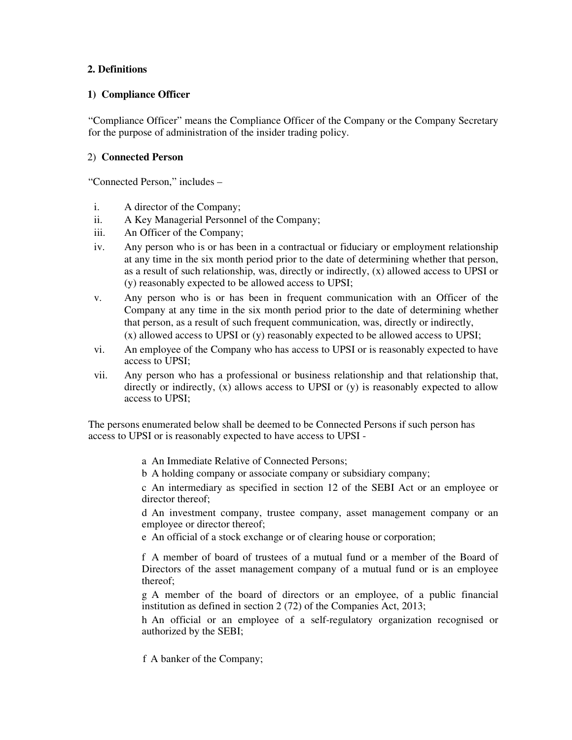### 2. Definitions

**1) Compliance Officer**

"Compliance Officer" means the Compliance Officer of the Company or the Company Secretary for the purpose of administration of the insider trading policy.

2) **Connected Person**

"Connected Person," includes –

i. A director of the Company;
ii. A Key Managerial Personnel of the Company;
iii. An Officer of the Company;
iv. Any person who is or has been in a contractual or fiduciary or employment relationship at any time in the six month period prior to the date of determining whether that person, as a result of such relationship, was, directly or indirectly, (x) allowed access to UPSI or (y) reasonably expected to be allowed access to UPSI;
v. Any person who is or has been in frequent communication with an Officer of the Company at any time in the six month period prior to the date of determining whether that person, as a result of such frequent communication, was, directly or indirectly, (x) allowed access to UPSI or (y) reasonably expected to be allowed access to UPSI;
vi. An employee of the Company who has access to UPSI or is reasonably expected to have access to UPSI;
vii. Any person who has a professional or business relationship and that relationship that, directly or indirectly, (x) allows access to UPSI or (y) is reasonably expected to allow access to UPSI;

The persons enumerated below shall be deemed to be Connected Persons if such person has access to UPSI or is reasonably expected to have access to UPSI -

a An Immediate Relative of Connected Persons;

b A holding company or associate company or subsidiary company;

c An intermediary as specified in section 12 of the SEBI Act or an employee or director thereof;

d An investment company, trustee company, asset management company or an employee or director thereof;

e An official of a stock exchange or of clearing house or corporation;

f A member of board of trustees of a mutual fund or a member of the Board of Directors of the asset management company of a mutual fund or is an employee thereof;

g A member of the board of directors or an employee, of a public financial institution as defined in section 2 (72) of the Companies Act, 2013;

h An official or an employee of a self-regulatory organization recognised or authorized by the SEBI;

f A banker of the Company;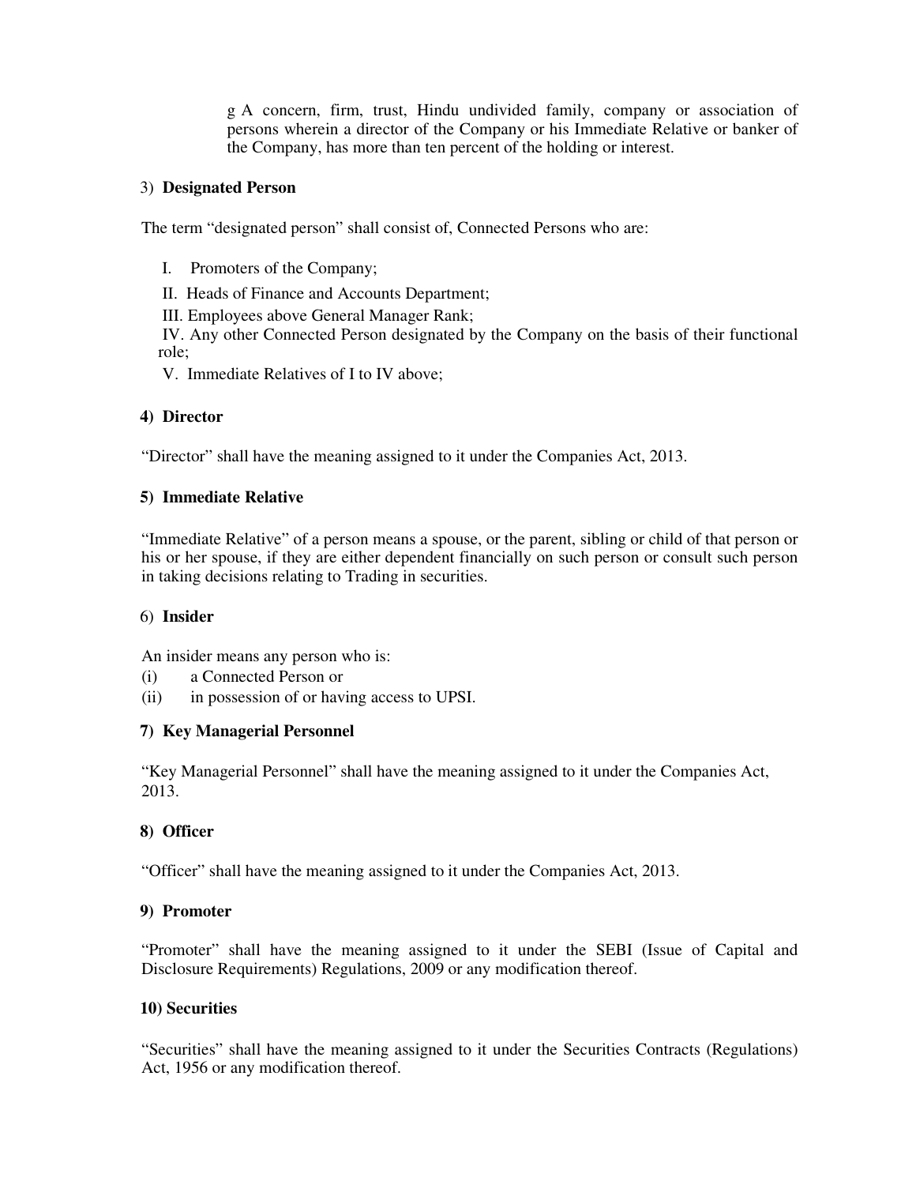g A concern, firm, trust, Hindu undivided family, company or association of persons wherein a director of the Company or his Immediate Relative or banker of the Company, has more than ten percent of the holding or interest.

3) **Designated Person**

The term "designated person" shall consist of, Connected Persons who are:

I. Promoters of the Company;

II. Heads of Finance and Accounts Department;

III. Employees above General Manager Rank;

IV. Any other Connected Person designated by the Company on the basis of their functional role;

V. Immediate Relatives of I to IV above;

**4) Director**

"Director" shall have the meaning assigned to it under the Companies Act, 2013.

**5) Immediate Relative**

"Immediate Relative" of a person means a spouse, or the parent, sibling or child of that person or his or her spouse, if they are either dependent financially on such person or consult such person in taking decisions relating to Trading in securities.

6) **Insider**

An insider means any person who is:

(i) a Connected Person or

(ii) in possession of or having access to UPSI.

**7) Key Managerial Personnel**

"Key Managerial Personnel" shall have the meaning assigned to it under the Companies Act, 2013.

**8) Officer**

"Officer" shall have the meaning assigned to it under the Companies Act, 2013.

**9) Promoter**

"Promoter" shall have the meaning assigned to it under the SEBI (Issue of Capital and Disclosure Requirements) Regulations, 2009 or any modification thereof.

**10) Securities**

"Securities" shall have the meaning assigned to it under the Securities Contracts (Regulations) Act, 1956 or any modification thereof.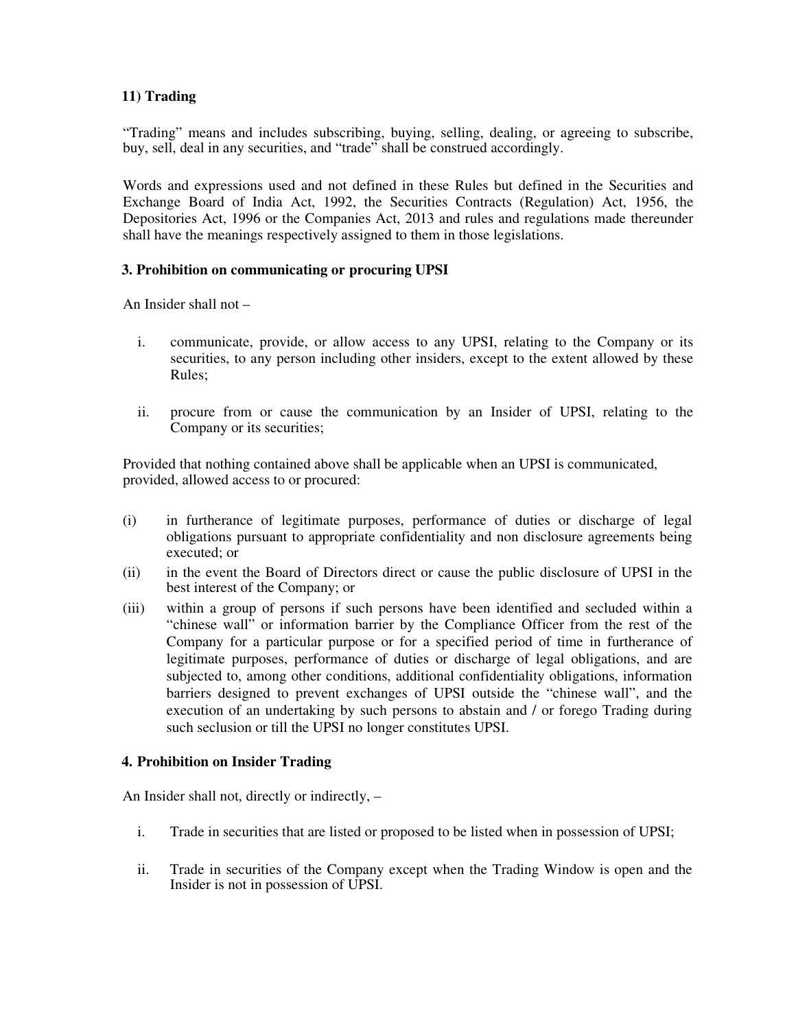**11) Trading**

"Trading" means and includes subscribing, buying, selling, dealing, or agreeing to subscribe, buy, sell, deal in any securities, and "trade" shall be construed accordingly.

Words and expressions used and not defined in these Rules but defined in the Securities and Exchange Board of India Act, 1992, the Securities Contracts (Regulation) Act, 1956, the Depositories Act, 1996 or the Companies Act, 2013 and rules and regulations made thereunder shall have the meanings respectively assigned to them in those legislations.

### 3. Prohibition on communicating or procuring UPSI

An Insider shall not –

i. communicate, provide, or allow access to any UPSI, relating to the Company or its securities, to any person including other insiders, except to the extent allowed by these Rules;

ii. procure from or cause the communication by an Insider of UPSI, relating to the Company or its securities;

Provided that nothing contained above shall be applicable when an UPSI is communicated, provided, allowed access to or procured:

(i) in furtherance of legitimate purposes, performance of duties or discharge of legal obligations pursuant to appropriate confidentiality and non disclosure agreements being executed; or

(ii) in the event the Board of Directors direct or cause the public disclosure of UPSI in the best interest of the Company; or

(iii) within a group of persons if such persons have been identified and secluded within a "chinese wall" or information barrier by the Compliance Officer from the rest of the Company for a particular purpose or for a specified period of time in furtherance of legitimate purposes, performance of duties or discharge of legal obligations, and are subjected to, among other conditions, additional confidentiality obligations, information barriers designed to prevent exchanges of UPSI outside the "chinese wall", and the execution of an undertaking by such persons to abstain and / or forego Trading during such seclusion or till the UPSI no longer constitutes UPSI.

### 4. Prohibition on Insider Trading

An Insider shall not, directly or indirectly, –

i. Trade in securities that are listed or proposed to be listed when in possession of UPSI;

ii. Trade in securities of the Company except when the Trading Window is open and the Insider is not in possession of UPSI.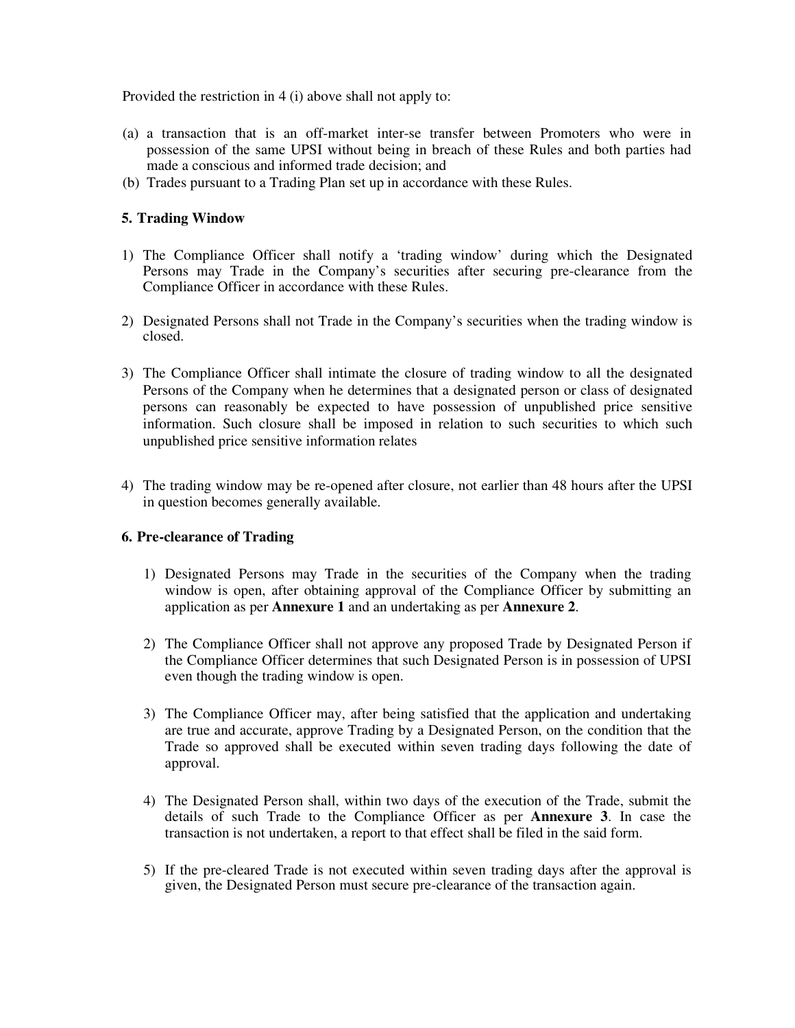Provided the restriction in 4 (i) above shall not apply to:

(a) a transaction that is an off-market inter-se transfer between Promoters who were in possession of the same UPSI without being in breach of these Rules and both parties had made a conscious and informed trade decision; and
(b) Trades pursuant to a Trading Plan set up in accordance with these Rules.

### 5. Trading Window

1) The Compliance Officer shall notify a 'trading window' during which the Designated Persons may Trade in the Company's securities after securing pre-clearance from the Compliance Officer in accordance with these Rules.

2) Designated Persons shall not Trade in the Company's securities when the trading window is closed.

3) The Compliance Officer shall intimate the closure of trading window to all the designated Persons of the Company when he determines that a designated person or class of designated persons can reasonably be expected to have possession of unpublished price sensitive information. Such closure shall be imposed in relation to such securities to which such unpublished price sensitive information relates

4) The trading window may be re-opened after closure, not earlier than 48 hours after the UPSI in question becomes generally available.

### 6. Pre-clearance of Trading

1) Designated Persons may Trade in the securities of the Company when the trading window is open, after obtaining approval of the Compliance Officer by submitting an application as per **Annexure 1** and an undertaking as per **Annexure 2**.

2) The Compliance Officer shall not approve any proposed Trade by Designated Person if the Compliance Officer determines that such Designated Person is in possession of UPSI even though the trading window is open.

3) The Compliance Officer may, after being satisfied that the application and undertaking are true and accurate, approve Trading by a Designated Person, on the condition that the Trade so approved shall be executed within seven trading days following the date of approval.

4) The Designated Person shall, within two days of the execution of the Trade, submit the details of such Trade to the Compliance Officer as per **Annexure 3**. In case the transaction is not undertaken, a report to that effect shall be filed in the said form.

5) If the pre-cleared Trade is not executed within seven trading days after the approval is given, the Designated Person must secure pre-clearance of the transaction again.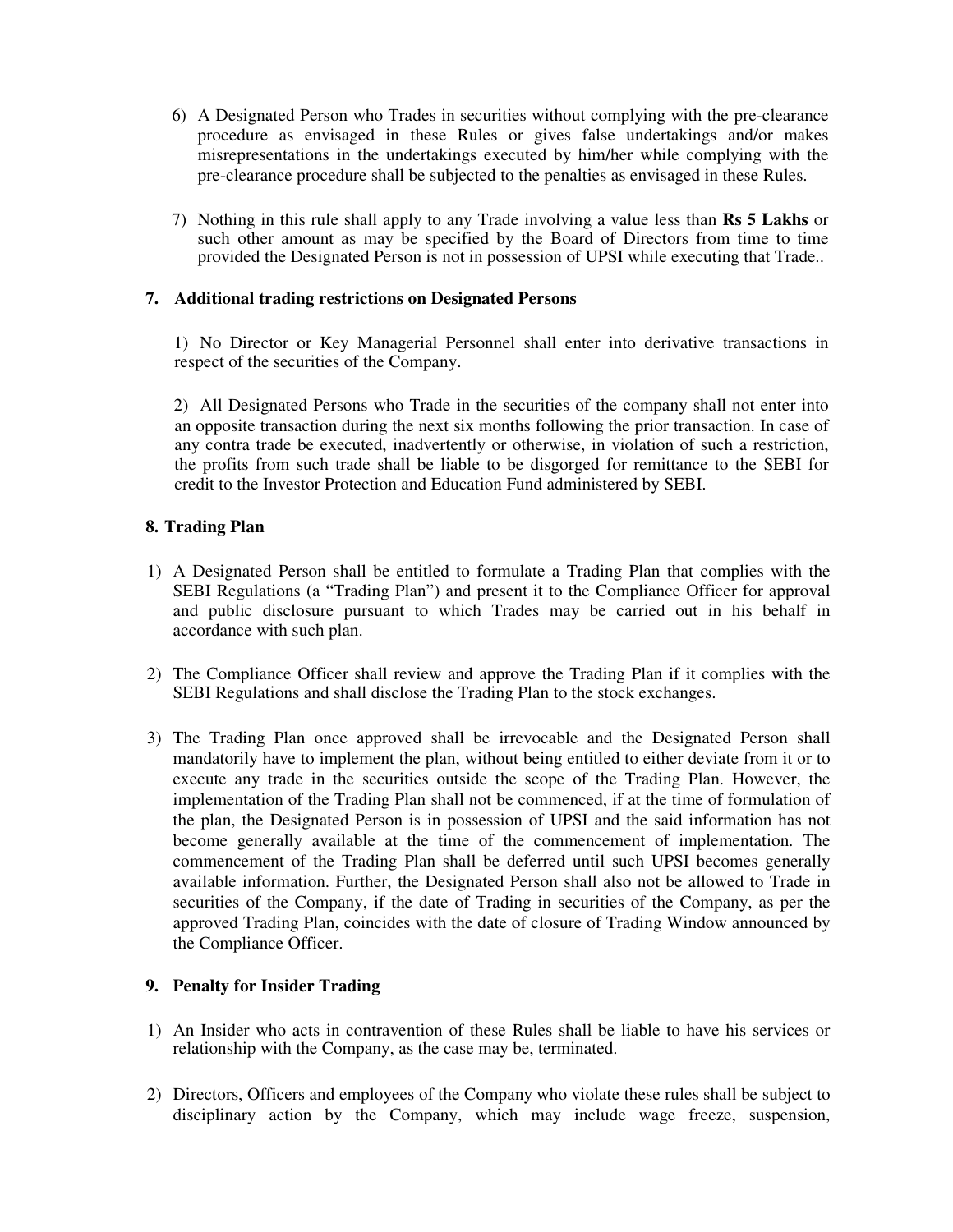6) A Designated Person who Trades in securities without complying with the pre-clearance procedure as envisaged in these Rules or gives false undertakings and/or makes misrepresentations in the undertakings executed by him/her while complying with the pre-clearance procedure shall be subjected to the penalties as envisaged in these Rules.

7) Nothing in this rule shall apply to any Trade involving a value less than **Rs 5 Lakhs** or such other amount as may be specified by the Board of Directors from time to time provided the Designated Person is not in possession of UPSI while executing that Trade..

### 7. Additional trading restrictions on Designated Persons

1) No Director or Key Managerial Personnel shall enter into derivative transactions in respect of the securities of the Company.

2) All Designated Persons who Trade in the securities of the company shall not enter into an opposite transaction during the next six months following the prior transaction. In case of any contra trade be executed, inadvertently or otherwise, in violation of such a restriction, the profits from such trade shall be liable to be disgorged for remittance to the SEBI for credit to the Investor Protection and Education Fund administered by SEBI.

### 8. Trading Plan

1) A Designated Person shall be entitled to formulate a Trading Plan that complies with the SEBI Regulations (a "Trading Plan") and present it to the Compliance Officer for approval and public disclosure pursuant to which Trades may be carried out in his behalf in accordance with such plan.

2) The Compliance Officer shall review and approve the Trading Plan if it complies with the SEBI Regulations and shall disclose the Trading Plan to the stock exchanges.

3) The Trading Plan once approved shall be irrevocable and the Designated Person shall mandatorily have to implement the plan, without being entitled to either deviate from it or to execute any trade in the securities outside the scope of the Trading Plan. However, the implementation of the Trading Plan shall not be commenced, if at the time of formulation of the plan, the Designated Person is in possession of UPSI and the said information has not become generally available at the time of the commencement of implementation. The commencement of the Trading Plan shall be deferred until such UPSI becomes generally available information. Further, the Designated Person shall also not be allowed to Trade in securities of the Company, if the date of Trading in securities of the Company, as per the approved Trading Plan, coincides with the date of closure of Trading Window announced by the Compliance Officer.

### 9. Penalty for Insider Trading

1) An Insider who acts in contravention of these Rules shall be liable to have his services or relationship with the Company, as the case may be, terminated.

2) Directors, Officers and employees of the Company who violate these rules shall be subject to disciplinary action by the Company, which may include wage freeze, suspension,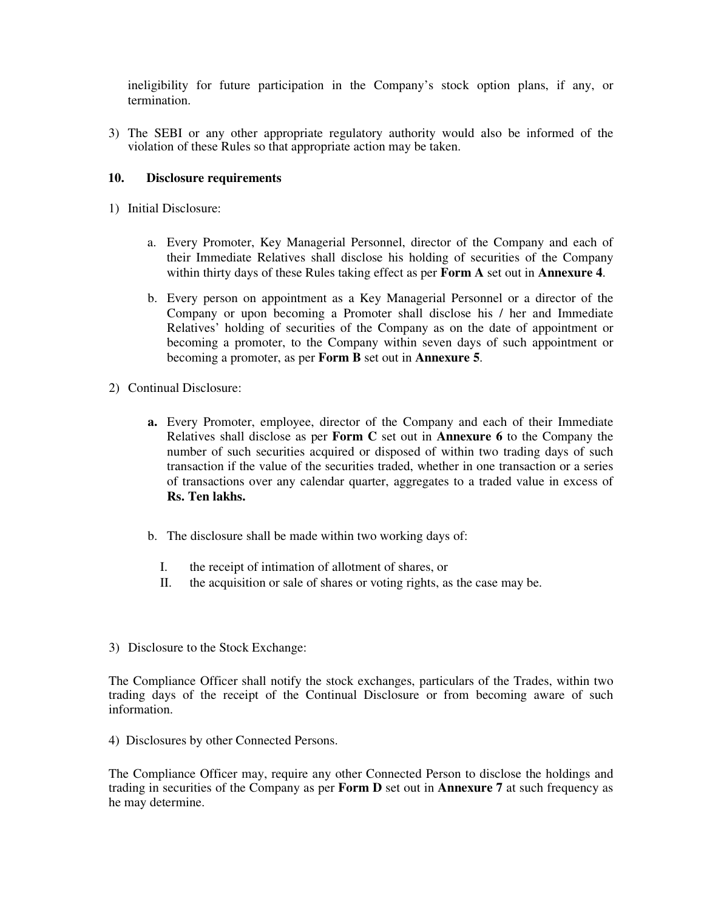ineligibility for future participation in the Company's stock option plans, if any, or termination.

3) The SEBI or any other appropriate regulatory authority would also be informed of the violation of these Rules so that appropriate action may be taken.

## 10. Disclosure requirements

1) Initial Disclosure:

   a. Every Promoter, Key Managerial Personnel, director of the Company and each of their Immediate Relatives shall disclose his holding of securities of the Company within thirty days of these Rules taking effect as per **Form A** set out in **Annexure 4**.

   b. Every person on appointment as a Key Managerial Personnel or a director of the Company or upon becoming a Promoter shall disclose his / her and Immediate Relatives' holding of securities of the Company as on the date of appointment or becoming a promoter, to the Company within seven days of such appointment or becoming a promoter, as per **Form B** set out in **Annexure 5**.

2) Continual Disclosure:

   **a.** Every Promoter, employee, director of the Company and each of their Immediate Relatives shall disclose as per **Form C** set out in **Annexure 6** to the Company the number of such securities acquired or disposed of within two trading days of such transaction if the value of the securities traded, whether in one transaction or a series of transactions over any calendar quarter, aggregates to a traded value in excess of **Rs. Ten lakhs.**

   b. The disclosure shall be made within two working days of:

      I. the receipt of intimation of allotment of shares, or
      II. the acquisition or sale of shares or voting rights, as the case may be.

3) Disclosure to the Stock Exchange:

The Compliance Officer shall notify the stock exchanges, particulars of the Trades, within two trading days of the receipt of the Continual Disclosure or from becoming aware of such information.

4) Disclosures by other Connected Persons.

The Compliance Officer may, require any other Connected Person to disclose the holdings and trading in securities of the Company as per **Form D** set out in **Annexure 7** at such frequency as he may determine.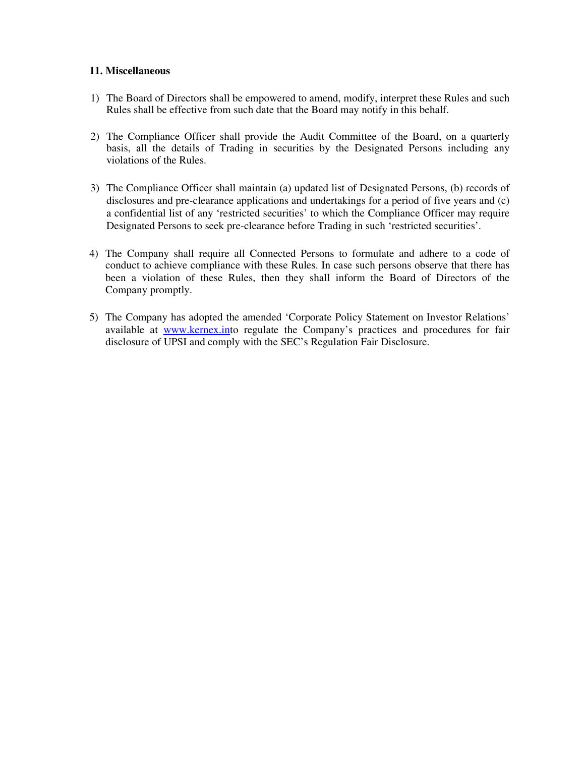## 11. Miscellaneous

1) The Board of Directors shall be empowered to amend, modify, interpret these Rules and such Rules shall be effective from such date that the Board may notify in this behalf.

2) The Compliance Officer shall provide the Audit Committee of the Board, on a quarterly basis, all the details of Trading in securities by the Designated Persons including any violations of the Rules.

3) The Compliance Officer shall maintain (a) updated list of Designated Persons, (b) records of disclosures and pre-clearance applications and undertakings for a period of five years and (c) a confidential list of any 'restricted securities' to which the Compliance Officer may require Designated Persons to seek pre-clearance before Trading in such 'restricted securities'.

4) The Company shall require all Connected Persons to formulate and adhere to a code of conduct to achieve compliance with these Rules. In case such persons observe that there has been a violation of these Rules, then they shall inform the Board of Directors of the Company promptly.

5) The Company has adopted the amended 'Corporate Policy Statement on Investor Relations' available at www.kernex.into regulate the Company's practices and procedures for fair disclosure of UPSI and comply with the SEC's Regulation Fair Disclosure.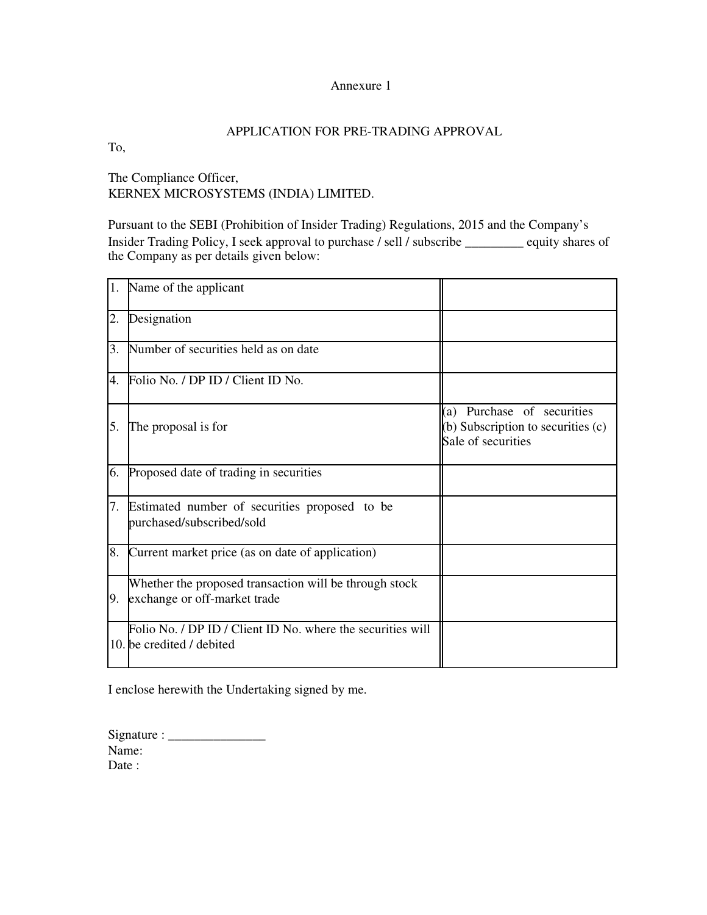Annexure 1

## APPLICATION FOR PRE-TRADING APPROVAL

To,

The Compliance Officer,
KERNEX MICROSYSTEMS (INDIA) LIMITED.

Pursuant to the SEBI (Prohibition of Insider Trading) Regulations, 2015 and the Company's Insider Trading Policy, I seek approval to purchase / sell / subscribe _________ equity shares of the Company as per details given below:

| | | |
|---|---|---|
| 1. | Name of the applicant | |
| 2. | Designation | |
| 3. | Number of securities held as on date | |
| 4. | Folio No. / DP ID / Client ID No. | |
| 5. | The proposal is for | (a) Purchase of securities (b) Subscription to securities (c) Sale of securities |
| 6. | Proposed date of trading in securities | |
| 7. | Estimated number of securities proposed to be purchased/subscribed/sold | |
| 8. | Current market price (as on date of application) | |
| 9. | Whether the proposed transaction will be through stock exchange or off-market trade | |
| 10. | Folio No. / DP ID / Client ID No. where the securities will be credited / debited | |

I enclose herewith the Undertaking signed by me.

Signature : _______________
Name:
Date :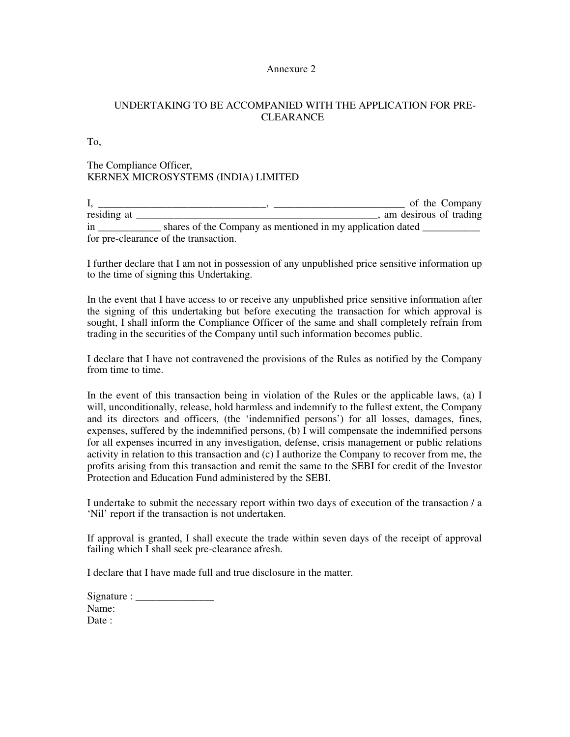Annexure 2

## UNDERTAKING TO BE ACCOMPANIED WITH THE APPLICATION FOR PRE-CLEARANCE

To,

The Compliance Officer,
KERNEX MICROSYSTEMS (INDIA) LIMITED

I, ________________________________, _________________________ of the Company residing at _______________________________________________, am desirous of trading in ____________ shares of the Company as mentioned in my application dated ___________ for pre-clearance of the transaction.

I further declare that I am not in possession of any unpublished price sensitive information up to the time of signing this Undertaking.

In the event that I have access to or receive any unpublished price sensitive information after the signing of this undertaking but before executing the transaction for which approval is sought, I shall inform the Compliance Officer of the same and shall completely refrain from trading in the securities of the Company until such information becomes public.

I declare that I have not contravened the provisions of the Rules as notified by the Company from time to time.

In the event of this transaction being in violation of the Rules or the applicable laws, (a) I will, unconditionally, release, hold harmless and indemnify to the fullest extent, the Company and its directors and officers, (the 'indemnified persons') for all losses, damages, fines, expenses, suffered by the indemnified persons, (b) I will compensate the indemnified persons for all expenses incurred in any investigation, defense, crisis management or public relations activity in relation to this transaction and (c) I authorize the Company to recover from me, the profits arising from this transaction and remit the same to the SEBI for credit of the Investor Protection and Education Fund administered by the SEBI.

I undertake to submit the necessary report within two days of execution of the transaction / a 'Nil' report if the transaction is not undertaken.

If approval is granted, I shall execute the trade within seven days of the receipt of approval failing which I shall seek pre-clearance afresh.

I declare that I have made full and true disclosure in the matter.

Signature : _______________
Name:
Date :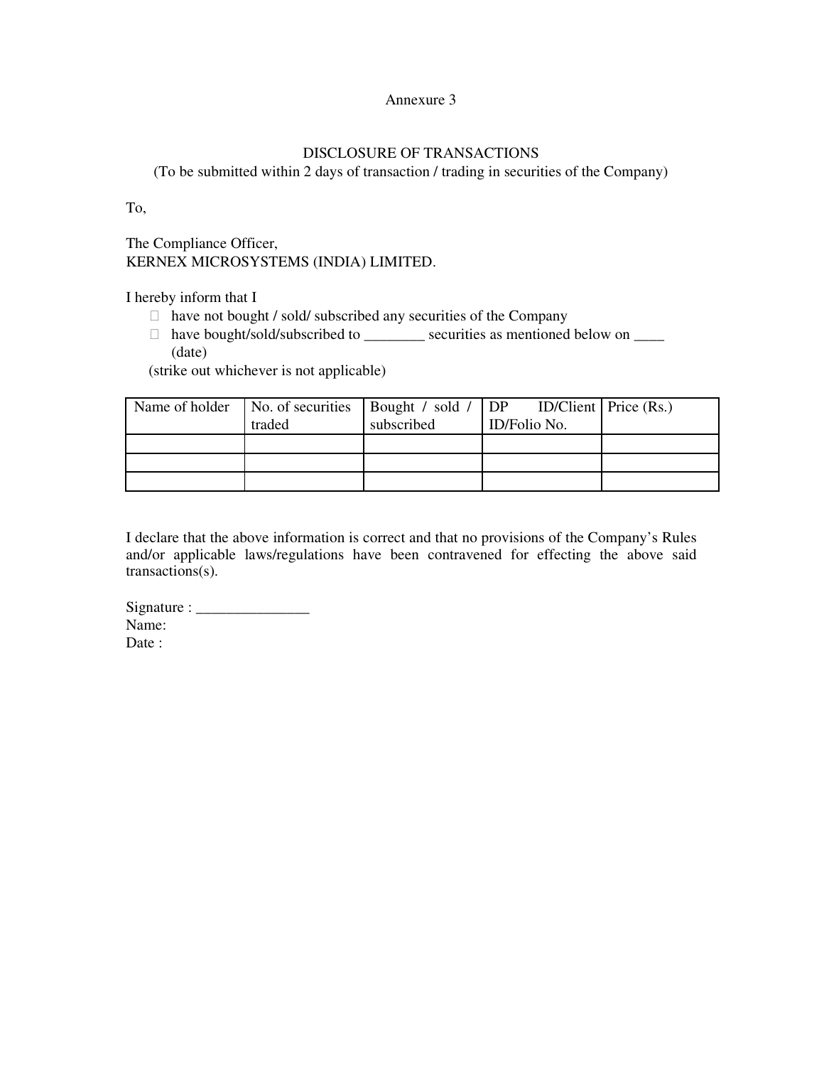Annexure 3

## DISCLOSURE OF TRANSACTIONS

(To be submitted within 2 days of transaction / trading in securities of the Company)

To,

The Compliance Officer,
KERNEX MICROSYSTEMS (INDIA) LIMITED.

I hereby inform that I

- have not bought / sold/ subscribed any securities of the Company
- have bought/sold/subscribed to ________ securities as mentioned below on ____ (date)

(strike out whichever is not applicable)

| Name of holder | No. of securities traded | Bought / sold / subscribed | DP ID/Client ID/Folio No. | Price (Rs.) |
|---|---|---|---|---|
| | | | | |
| | | | | |
| | | | | |

I declare that the above information is correct and that no provisions of the Company's Rules and/or applicable laws/regulations have been contravened for effecting the above said transactions(s).

Signature : _______________
Name:
Date :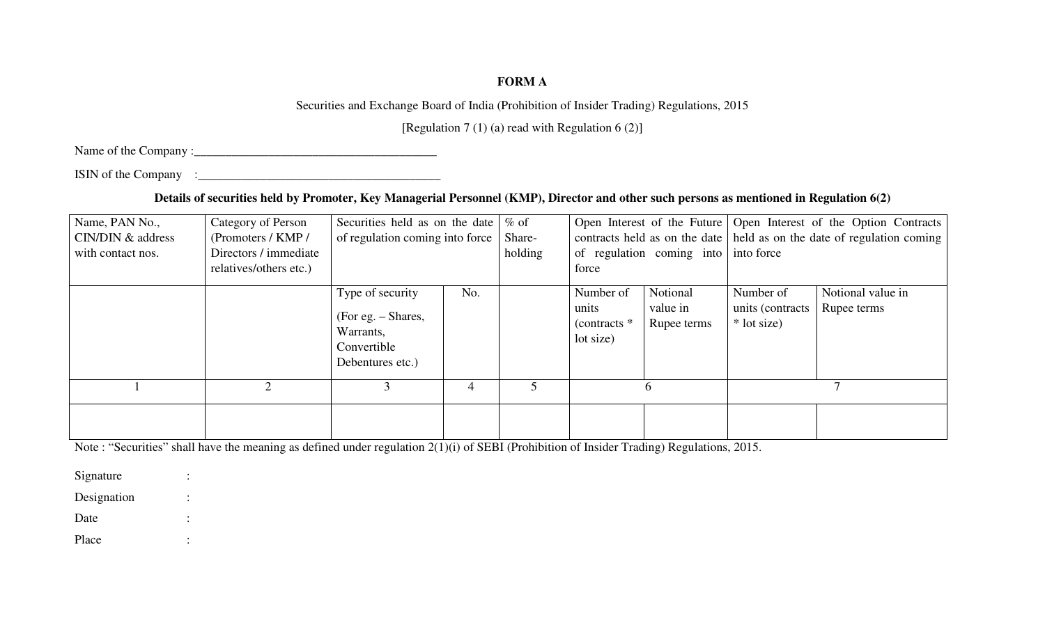**FORM A**

Securities and Exchange Board of India (Prohibition of Insider Trading) Regulations, 2015

[Regulation 7 (1) (a) read with Regulation 6 (2)]

Name of the Company :________________________________________

ISIN of the Company :________________________________________

**Details of securities held by Promoter, Key Managerial Personnel (KMP), Director and other such persons as mentioned in Regulation 6(2)**

| Name, PAN No., CIN/DIN & address with contact nos. | Category of Person (Promoters / KMP / Directors / immediate relatives/others etc.) | Securities held as on the date of regulation coming into force | | % of Share-holding | Open Interest of the Future contracts held as on the date of regulation coming into force | | Open Interest of the Option Contracts held as on the date of regulation coming into force | |
|---|---|---|---|---|---|---|---|---|
| | | Type of security (For eg. – Shares, Warrants, Convertible Debentures etc.) | No. | | Number of units (contracts * lot size) | Notional value in Rupee terms | Number of units (contracts * lot size) | Notional value in Rupee terms |
| 1 | 2 | 3 | 4 | 5 | 6 | | 7 | |
| | | | | | | | | |

Note : "Securities" shall have the meaning as defined under regulation 2(1)(i) of SEBI (Prohibition of Insider Trading) Regulations, 2015.

Signature :

Designation :

Date :

Place :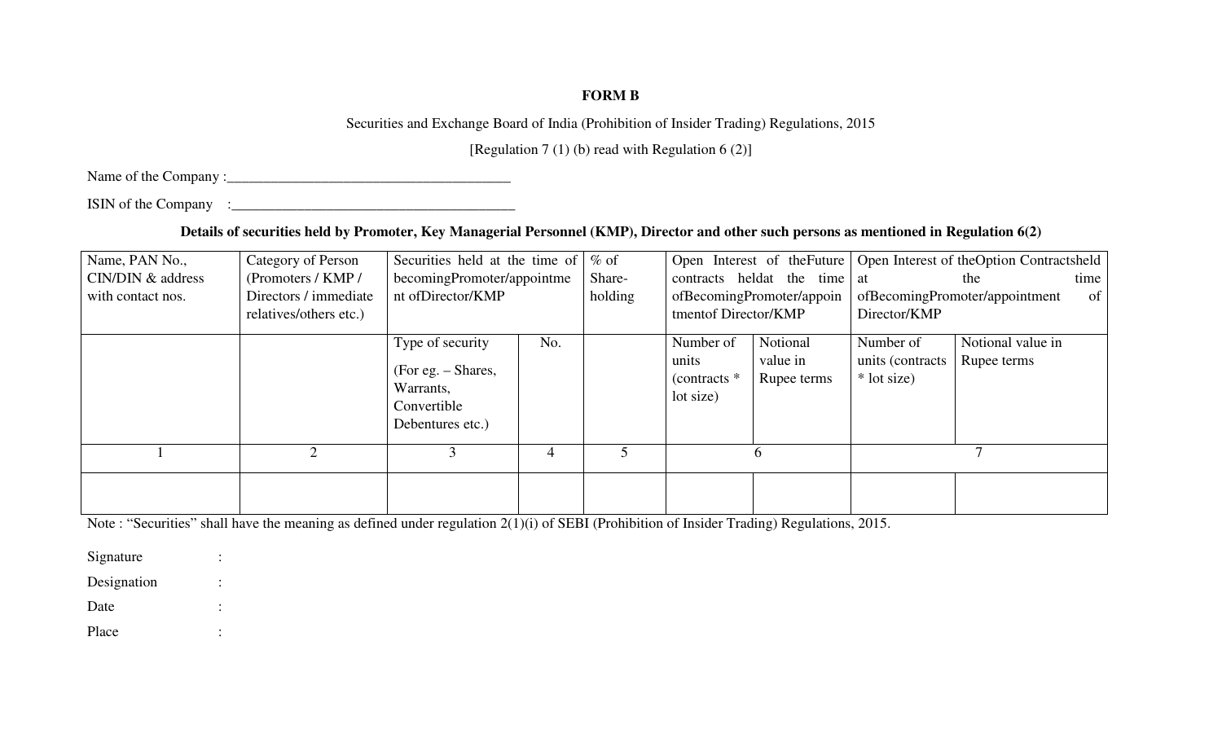**FORM B**

Securities and Exchange Board of India (Prohibition of Insider Trading) Regulations, 2015

[Regulation 7 (1) (b) read with Regulation 6 (2)]

Name of the Company :________________________________________

ISIN of the Company :________________________________________

**Details of securities held by Promoter, Key Managerial Personnel (KMP), Director and other such persons as mentioned in Regulation 6(2)**

| Name, PAN No., CIN/DIN & address with contact nos. | Category of Person (Promoters / KMP / Directors / immediate relatives/others etc.) | Securities held at the time of becomingPromoter/appointment ofDirector/KMP | | % of Share-holding | Open Interest of theFuture contracts heldat the time ofBecomingPromoter/appointmentof Director/KMP | | Open Interest of theOption Contractsheld at the time ofBecomingPromoter/appointment of Director/KMP | |
|---|---|---|---|---|---|---|---|---|
| | | Type of security (For eg. – Shares, Warrants, Convertible Debentures etc.) | No. | | Number of units (contracts * lot size) | Notional value in Rupee terms | Number of units (contracts * lot size) | Notional value in Rupee terms |
| 1 | 2 | 3 | 4 | 5 | 6 | | 7 | |
| | | | | | | | | |

Note : "Securities" shall have the meaning as defined under regulation 2(1)(i) of SEBI (Prohibition of Insider Trading) Regulations, 2015.

Signature :

Designation :

Date :

Place :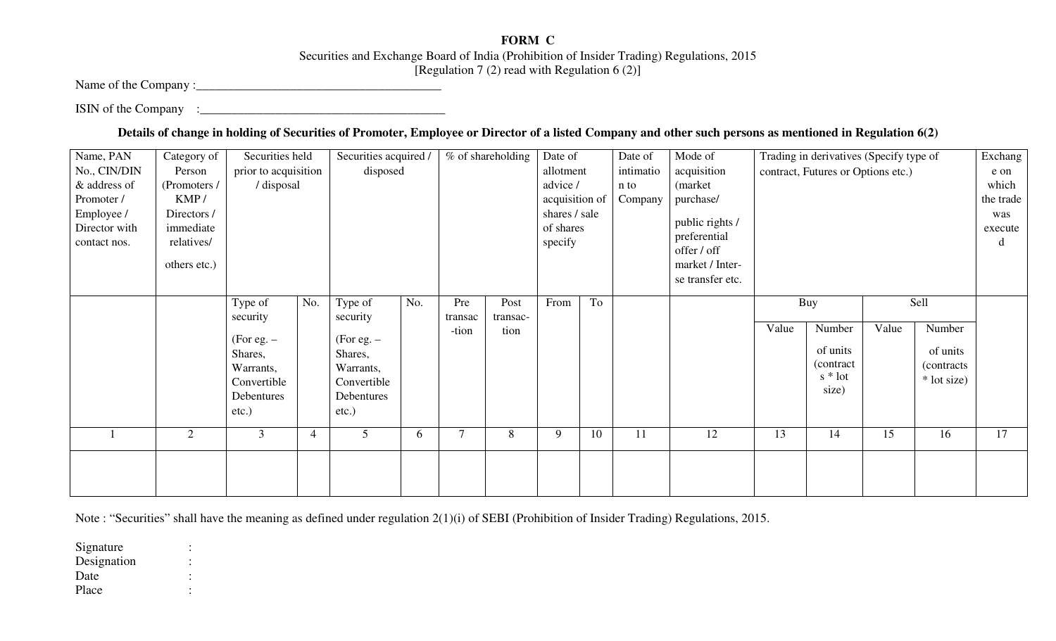**FORM C**

Securities and Exchange Board of India (Prohibition of Insider Trading) Regulations, 2015
[Regulation 7 (2) read with Regulation 6 (2)]

Name of the Company :_______________________________________

ISIN of the Company :_______________________________________

**Details of change in holding of Securities of Promoter, Employee or Director of a listed Company and other such persons as mentioned in Regulation 6(2)**

| Name, PAN No., CIN/DIN & address of Promoter / Employee / Director with contact nos. | Category of Person (Promoters / KMP / Directors / immediate relatives/ others etc.) | Securities held prior to acquisition / disposal | | Securities acquired / disposed | | % of shareholding | | Date of allotment advice / acquisition of shares / sale of shares specify | | Date of intimation to Company | Mode of acquisition (market purchase/ public rights / preferential offer / off market / Inter-se transfer etc. | Trading in derivatives (Specify type of contract, Futures or Options etc.) | | | | Exchange on which the trade was executed |
|---|---|---|---|---|---|---|---|---|---|---|---|---|---|---|---|---|
| | | Type of security (For eg. – Shares, Warrants, Convertible Debentures etc.) | No. | Type of security (For eg. – Shares, Warrants, Convertible Debentures etc.) | No. | Pre transac-tion | Post transac-tion | From | To | | | Buy | | Sell | | |
| | | | | | | | | | | | | Value | Number of units (contracts * lot size) | Value | Number of units (contracts * lot size) | |
| 1 | 2 | 3 | 4 | 5 | 6 | 7 | 8 | 9 | 10 | 11 | 12 | 13 | 14 | 15 | 16 | 17 |
| | | | | | | | | | | | | | | | | |

Note : "Securities" shall have the meaning as defined under regulation 2(1)(i) of SEBI (Prohibition of Insider Trading) Regulations, 2015.

Signature :
Designation :
Date :
Place :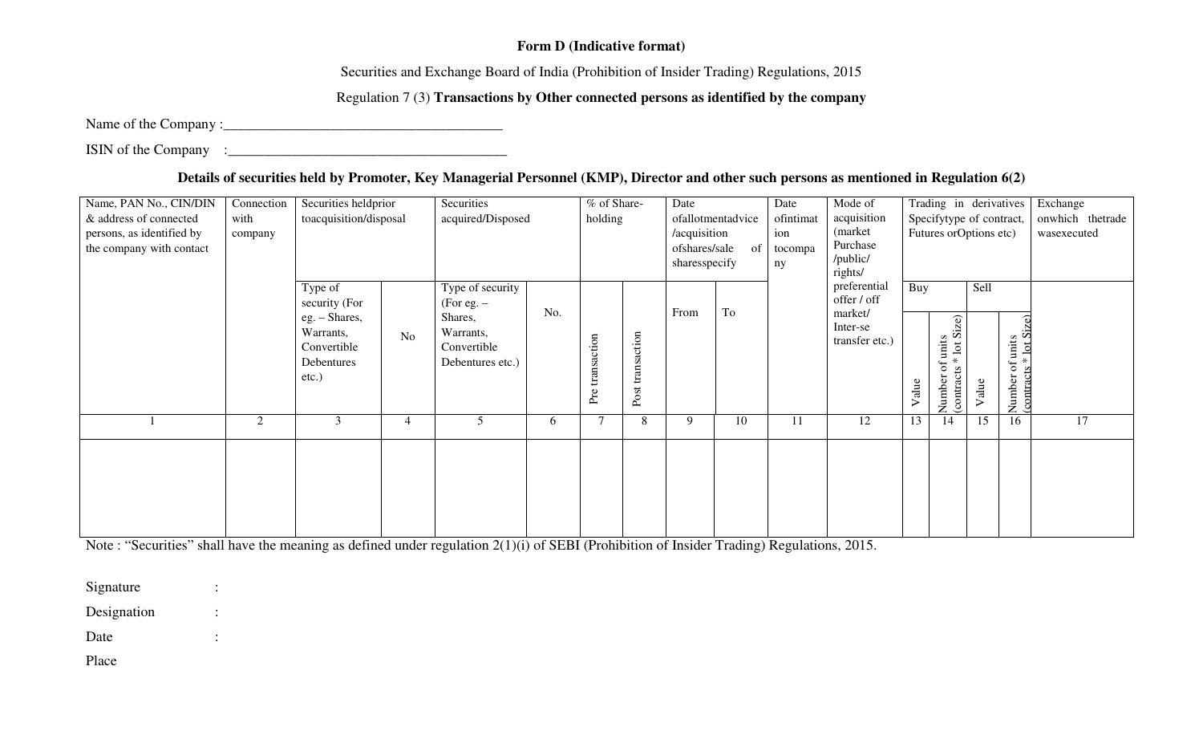**Form D (Indicative format)**

Securities and Exchange Board of India (Prohibition of Insider Trading) Regulations, 2015

Regulation 7 (3) **Transactions by Other connected persons as identified by the company**

Name of the Company :_______________________________________

ISIN of the Company :_______________________________________

**Details of securities held by Promoter, Key Managerial Personnel (KMP), Director and other such persons as mentioned in Regulation 6(2)**

| Name, PAN No., CIN/DIN & address of connected persons, as identified by the company with contact | Connection with company | Securities heldprior toacquisition/disposal | | Securities acquired/Disposed | | % of Share-holding | | Date ofallotmentadvice /acquisition ofshares/sale of sharesspecify | | Date ofintimation tocompany | Mode of acquisition (market Purchase /public/ rights/ preferential offer / off market/ Inter-se transfer etc.) | Trading in derivatives Specifytype of contract, Futures orOptions etc) | | | | Exchange onwhich thetrade wasexecuted |
|---|---|---|---|---|---|---|---|---|---|---|---|---|---|---|---|---|
| | | Type of security (For eg. – Shares, Warrants, Convertible Debentures etc.) | No | Type of security (For eg. – Shares, Warrants, Convertible Debentures etc.) | No. | Pre transaction | Post transaction | From | To | | | Buy | | Sell | | |
| | | | | | | | | | | | | Value | Number of units (contracts * lot Size) | Value | Number of units (contracts * lot Size) | |
| 1 | 2 | 3 | 4 | 5 | 6 | 7 | 8 | 9 | 10 | 11 | 12 | 13 | 14 | 15 | 16 | 17 |
| | | | | | | | | | | | | | | | | |

Note : "Securities" shall have the meaning as defined under regulation 2(1)(i) of SEBI (Prohibition of Insider Trading) Regulations, 2015.

Signature :

Designation :

Date :

Place